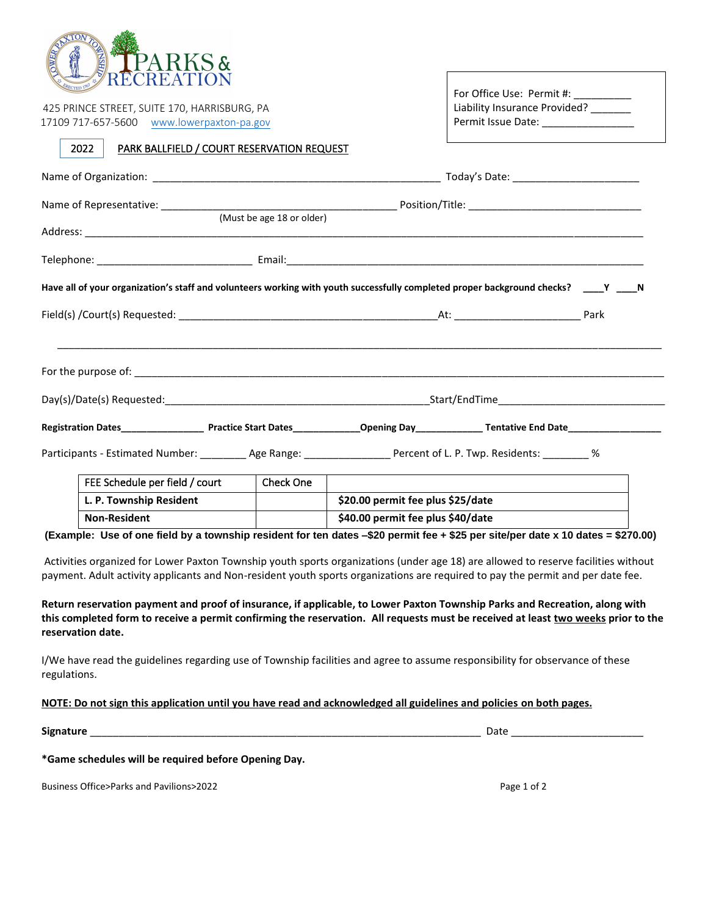PARKS & RECREATION

425 PRINCE STREET, SUITE 170, HARRISBURG, PA 17109 717-657-5600 www.lowerpaxton-pa.gov

For Office Use: Permit #: __________
Liability Insurance Provided? _______
Permit Issue Date: ________________

2022 PARK BALLFIELD / COURT RESERVATION REQUEST

Name of Organization: __________________________________________________ Today's Date: ______________________

Name of Representative: ________________________________________ Position/Title: ______________________________
(Must be age 18 or older)

Address: ______________________________________________________________________________________________

Telephone: ___________________________ Email:______________________________________________________________

**Have all of your organization's staff and volunteers working with youth successfully completed proper background checks? ____Y ____N**

Field(s) /Court(s) Requested: _____________________________________________At: ______________________ Park

______________________________________________________________________________________________________

For the purpose of: _____________________________________________________________________________________

Day(s)/Date(s) Requested:______________________________________________Start/EndTime_____________________________

**Registration Dates**________________ **Practice Start Dates**_____________**Opening Day**_____________ **Tentative End Date**__________________

Participants - Estimated Number: ________ Age Range: _______________ Percent of L. P. Twp. Residents: ________ %

| FEE Schedule per field / court | Check One | |
|---|---|---|
| **L. P. Township Resident** | | **$20.00 permit fee plus $25/date** |
| **Non-Resident** | | **$40.00 permit fee plus $40/date** |

**(Example: Use of one field by a township resident for ten dates –$20 permit fee + $25 per site/per date x 10 dates = $270.00)**

Activities organized for Lower Paxton Township youth sports organizations (under age 18) are allowed to reserve facilities without payment. Adult activity applicants and Non-resident youth sports organizations are required to pay the permit and per date fee.

**Return reservation payment and proof of insurance, if applicable, to Lower Paxton Township Parks and Recreation, along with this completed form to receive a permit confirming the reservation. All requests must be received at least two weeks prior to the reservation date.**

I/We have read the guidelines regarding use of Township facilities and agree to assume responsibility for observance of these regulations.

**NOTE: Do not sign this application until you have read and acknowledged all guidelines and policies on both pages.**

**Signature** ____________________________________________________________________ Date _______________________

**\*Game schedules will be required before Opening Day.**

Business Office>Parks and Pavilions>2022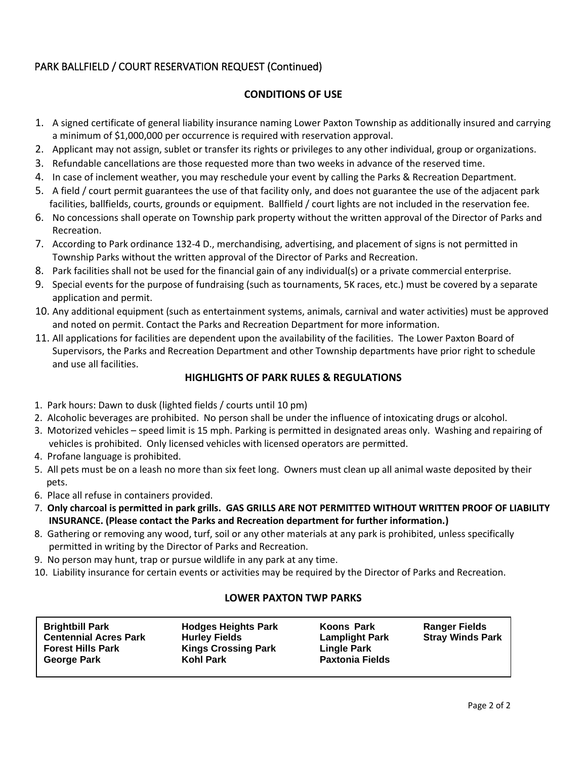## PARK BALLFIELD / COURT RESERVATION REQUEST (Continued)

### CONDITIONS OF USE

1. A signed certificate of general liability insurance naming Lower Paxton Township as additionally insured and carrying a minimum of $1,000,000 per occurrence is required with reservation approval.
2. Applicant may not assign, sublet or transfer its rights or privileges to any other individual, group or organizations.
3. Refundable cancellations are those requested more than two weeks in advance of the reserved time.
4. In case of inclement weather, you may reschedule your event by calling the Parks & Recreation Department.
5. A field / court permit guarantees the use of that facility only, and does not guarantee the use of the adjacent park facilities, ballfields, courts, grounds or equipment. Ballfield / court lights are not included in the reservation fee.
6. No concessions shall operate on Township park property without the written approval of the Director of Parks and Recreation.
7. According to Park ordinance 132-4 D., merchandising, advertising, and placement of signs is not permitted in Township Parks without the written approval of the Director of Parks and Recreation.
8. Park facilities shall not be used for the financial gain of any individual(s) or a private commercial enterprise.
9. Special events for the purpose of fundraising (such as tournaments, 5K races, etc.) must be covered by a separate application and permit.
10. Any additional equipment (such as entertainment systems, animals, carnival and water activities) must be approved and noted on permit. Contact the Parks and Recreation Department for more information.
11. All applications for facilities are dependent upon the availability of the facilities. The Lower Paxton Board of Supervisors, the Parks and Recreation Department and other Township departments have prior right to schedule and use all facilities.

### HIGHLIGHTS OF PARK RULES & REGULATIONS

1. Park hours: Dawn to dusk (lighted fields / courts until 10 pm)
2. Alcoholic beverages are prohibited. No person shall be under the influence of intoxicating drugs or alcohol.
3. Motorized vehicles – speed limit is 15 mph. Parking is permitted in designated areas only. Washing and repairing of vehicles is prohibited. Only licensed vehicles with licensed operators are permitted.
4. Profane language is prohibited.
5. All pets must be on a leash no more than six feet long. Owners must clean up all animal waste deposited by their pets.
6. Place all refuse in containers provided.
7. **Only charcoal is permitted in park grills. GAS GRILLS ARE NOT PERMITTED WITHOUT WRITTEN PROOF OF LIABILITY INSURANCE. (Please contact the Parks and Recreation department for further information.)**
8. Gathering or removing any wood, turf, soil or any other materials at any park is prohibited, unless specifically permitted in writing by the Director of Parks and Recreation.
9. No person may hunt, trap or pursue wildlife in any park at any time.
10. Liability insurance for certain events or activities may be required by the Director of Parks and Recreation.

### LOWER PAXTON TWP PARKS

| | | | |
|---|---|---|---|
| **Brightbill Park** | **Hodges Heights Park** | **Koons Park** | **Ranger Fields** |
| **Centennial Acres Park** | **Hurley Fields** | **Lamplight Park** | **Stray Winds Park** |
| **Forest Hills Park** | **Kings Crossing Park** | **Lingle Park** | |
| **George Park** | **Kohl Park** | **Paxtonia Fields** | |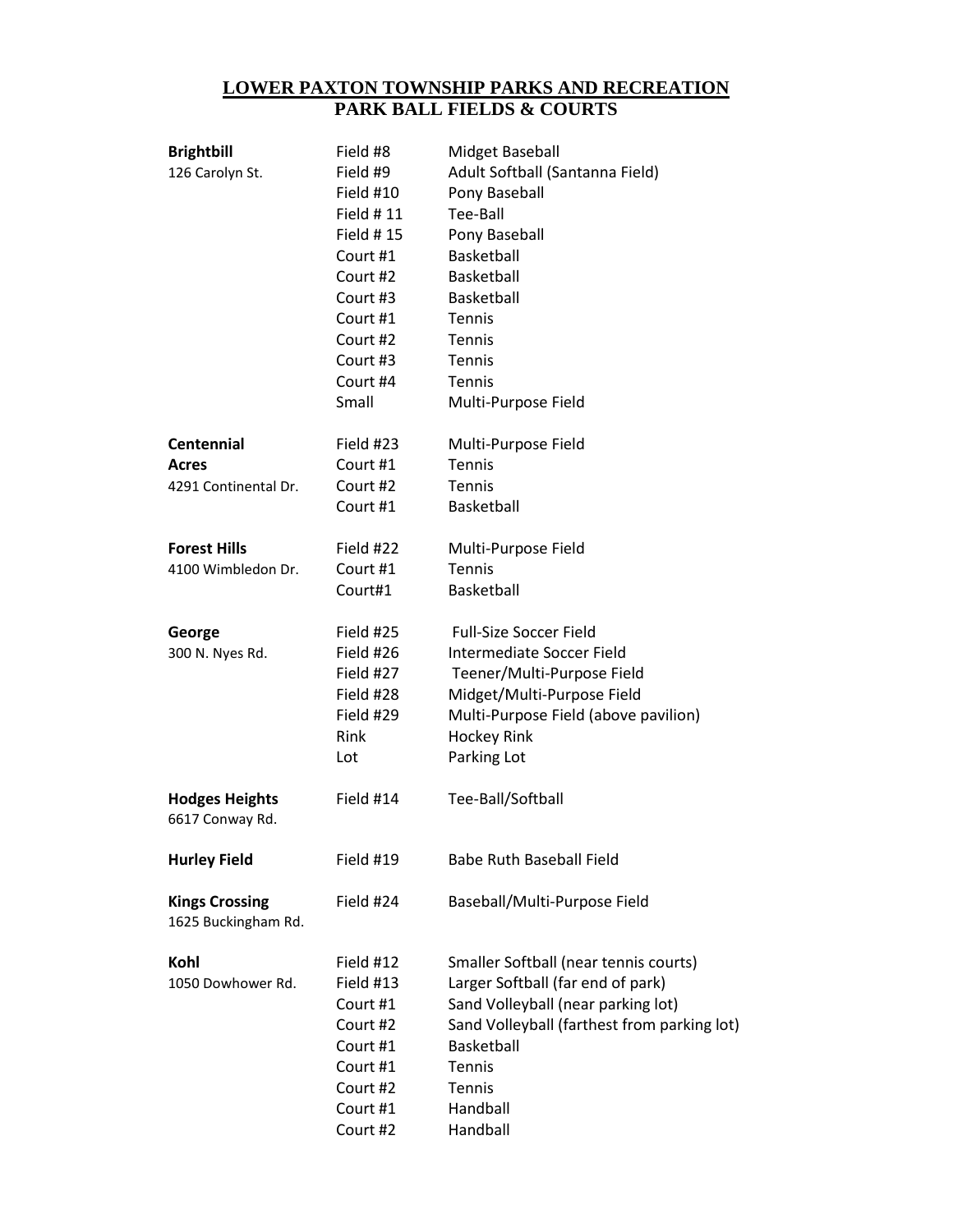# LOWER PAXTON TOWNSHIP PARKS AND RECREATION
## PARK BALL FIELDS & COURTS

| Park | Field/Court | Use |
| --- | --- | --- |
| **Brightbill** | Field #8 | Midget Baseball |
| 126 Carolyn St. | Field #9 | Adult Softball (Santanna Field) |
| | Field #10 | Pony Baseball |
| | Field # 11 | Tee-Ball |
| | Field # 15 | Pony Baseball |
| | Court #1 | Basketball |
| | Court #2 | Basketball |
| | Court #3 | Basketball |
| | Court #1 | Tennis |
| | Court #2 | Tennis |
| | Court #3 | Tennis |
| | Court #4 | Tennis |
| | Small | Multi-Purpose Field |
| **Centennial Acres** | Field #23 | Multi-Purpose Field |
| 4291 Continental Dr. | Court #1 | Tennis |
| | Court #2 | Tennis |
| | Court #1 | Basketball |
| **Forest Hills** | Field #22 | Multi-Purpose Field |
| 4100 Wimbledon Dr. | Court #1 | Tennis |
| | Court#1 | Basketball |
| **George** | Field #25 | Full-Size Soccer Field |
| 300 N. Nyes Rd. | Field #26 | Intermediate Soccer Field |
| | Field #27 | Teener/Multi-Purpose Field |
| | Field #28 | Midget/Multi-Purpose Field |
| | Field #29 | Multi-Purpose Field (above pavilion) |
| | Rink | Hockey Rink |
| | Lot | Parking Lot |
| **Hodges Heights** | Field #14 | Tee-Ball/Softball |
| 6617 Conway Rd. | | |
| **Hurley Field** | Field #19 | Babe Ruth Baseball Field |
| **Kings Crossing** | Field #24 | Baseball/Multi-Purpose Field |
| 1625 Buckingham Rd. | | |
| **Kohl** | Field #12 | Smaller Softball (near tennis courts) |
| 1050 Dowhower Rd. | Field #13 | Larger Softball (far end of park) |
| | Court #1 | Sand Volleyball (near parking lot) |
| | Court #2 | Sand Volleyball (farthest from parking lot) |
| | Court #1 | Basketball |
| | Court #1 | Tennis |
| | Court #2 | Tennis |
| | Court #1 | Handball |
| | Court #2 | Handball |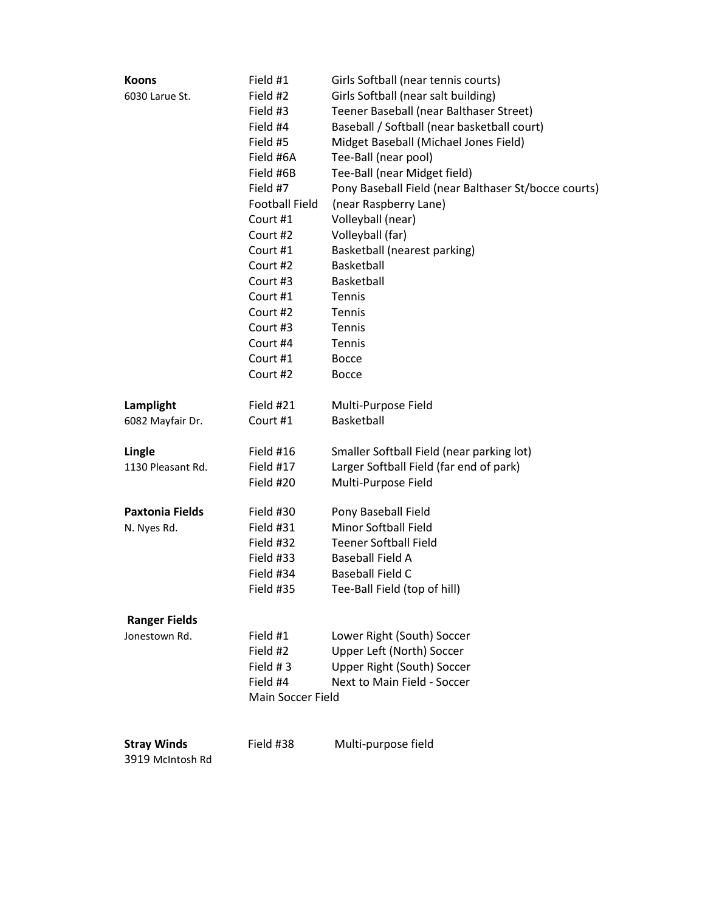| | | |
|---|---|---|
| **Koons** | Field #1 | Girls Softball (near tennis courts) |
| 6030 Larue St. | Field #2 | Girls Softball (near salt building) |
| | Field #3 | Teener Baseball (near Balthaser Street) |
| | Field #4 | Baseball / Softball (near basketball court) |
| | Field #5 | Midget Baseball (Michael Jones Field) |
| | Field #6A | Tee-Ball (near pool) |
| | Field #6B | Tee-Ball (near Midget field) |
| | Field #7 | Pony Baseball Field (near Balthaser St/bocce courts) |
| | Football Field | (near Raspberry Lane) |
| | Court #1 | Volleyball (near) |
| | Court #2 | Volleyball (far) |
| | Court #1 | Basketball (nearest parking) |
| | Court #2 | Basketball |
| | Court #3 | Basketball |
| | Court #1 | Tennis |
| | Court #2 | Tennis |
| | Court #3 | Tennis |
| | Court #4 | Tennis |
| | Court #1 | Bocce |
| | Court #2 | Bocce |
| **Lamplight** | Field #21 | Multi-Purpose Field |
| 6082 Mayfair Dr. | Court #1 | Basketball |
| **Lingle** | Field #16 | Smaller Softball Field (near parking lot) |
| 1130 Pleasant Rd. | Field #17 | Larger Softball Field (far end of park) |
| | Field #20 | Multi-Purpose Field |
| **Paxtonia Fields** | Field #30 | Pony Baseball Field |
| N. Nyes Rd. | Field #31 | Minor Softball Field |
| | Field #32 | Teener Softball Field |
| | Field #33 | Baseball Field A |
| | Field #34 | Baseball Field C |
| | Field #35 | Tee-Ball Field (top of hill) |
| **Ranger Fields** | | |
| Jonestown Rd. | Field #1 | Lower Right (South) Soccer |
| | Field #2 | Upper Left (North) Soccer |
| | Field # 3 | Upper Right (South) Soccer |
| | Field #4 | Next to Main Field - Soccer |
| | Main Soccer Field | |
| **Stray Winds** | Field #38 | Multi-purpose field |
| 3919 McIntosh Rd | | |